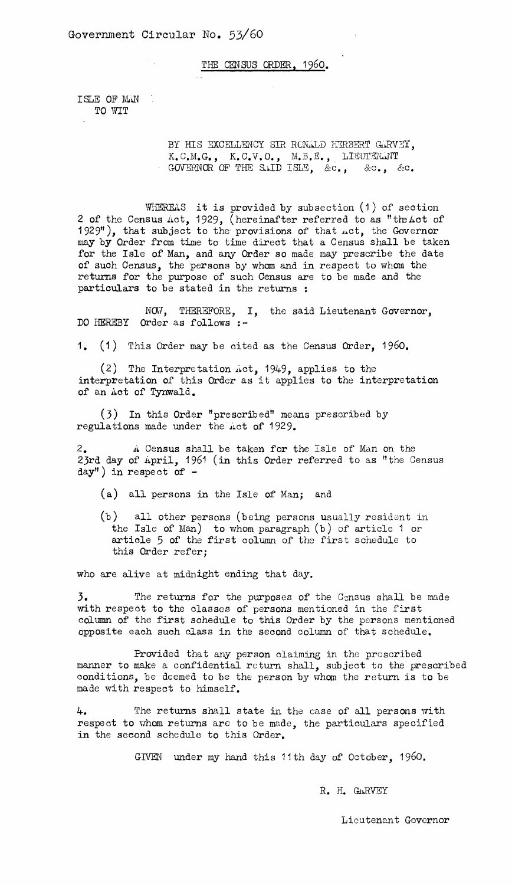Government Circular No. 53/60

# THE CENSUS ORDER, 1960.

ISLE OF MAN
TO WIT

BY HIS EXCELLENCY SIR RONALD HERBERT GARVEY, K.C.M.G., K.C.V.O., M.B.E., LIEUTENANT GOVERNOR OF THE SAID ISLE, &c., &c., &c.

WHEREAS it is provided by subsection (1) of section 2 of the Census Act, 1929, (hereinafter referred to as "the Act of 1929"), that subject to the provisions of that Act, the Governor may by Order from time to time direct that a Census shall be taken for the Isle of Man, and any Order so made may prescribe the date of such Census, the persons by whom and in respect to whom the returns for the purpose of such Census are to be made and the particulars to be stated in the returns :

NOW, THEREFORE, I, the said Lieutenant Governor, DO HEREBY Order as follows :-

1. (1) This Order may be cited as the Census Order, 1960.

(2) The Interpretation Act, 1949, applies to the interpretation of this Order as it applies to the interpretation of an Act of Tynwald.

(3) In this Order "prescribed" means prescribed by regulations made under the Act of 1929.

2. A Census shall be taken for the Isle of Man on the 23rd day of April, 1961 (in this Order referred to as "the Census day") in respect of -

(a) all persons in the Isle of Man; and

(b) all other persons (being persons usually resident in the Isle of Man) to whom paragraph (b) of article 1 or article 5 of the first column of the first schedule to this Order refer;

who are alive at midnight ending that day.

3. The returns for the purposes of the Census shall be made with respect to the classes of persons mentioned in the first column of the first schedule to this Order by the persons mentioned opposite each such class in the second column of that schedule.

Provided that any person claiming in the prescribed manner to make a confidential return shall, subject to the prescribed conditions, be deemed to be the person by whom the return is to be made with respect to himself.

4. The returns shall state in the case of all persons with respect to whom returns are to be made, the particulars specified in the second schedule to this Order.

GIVEN under my hand this 11th day of October, 1960.

R. H. GARVEY

Lieutenant Governor